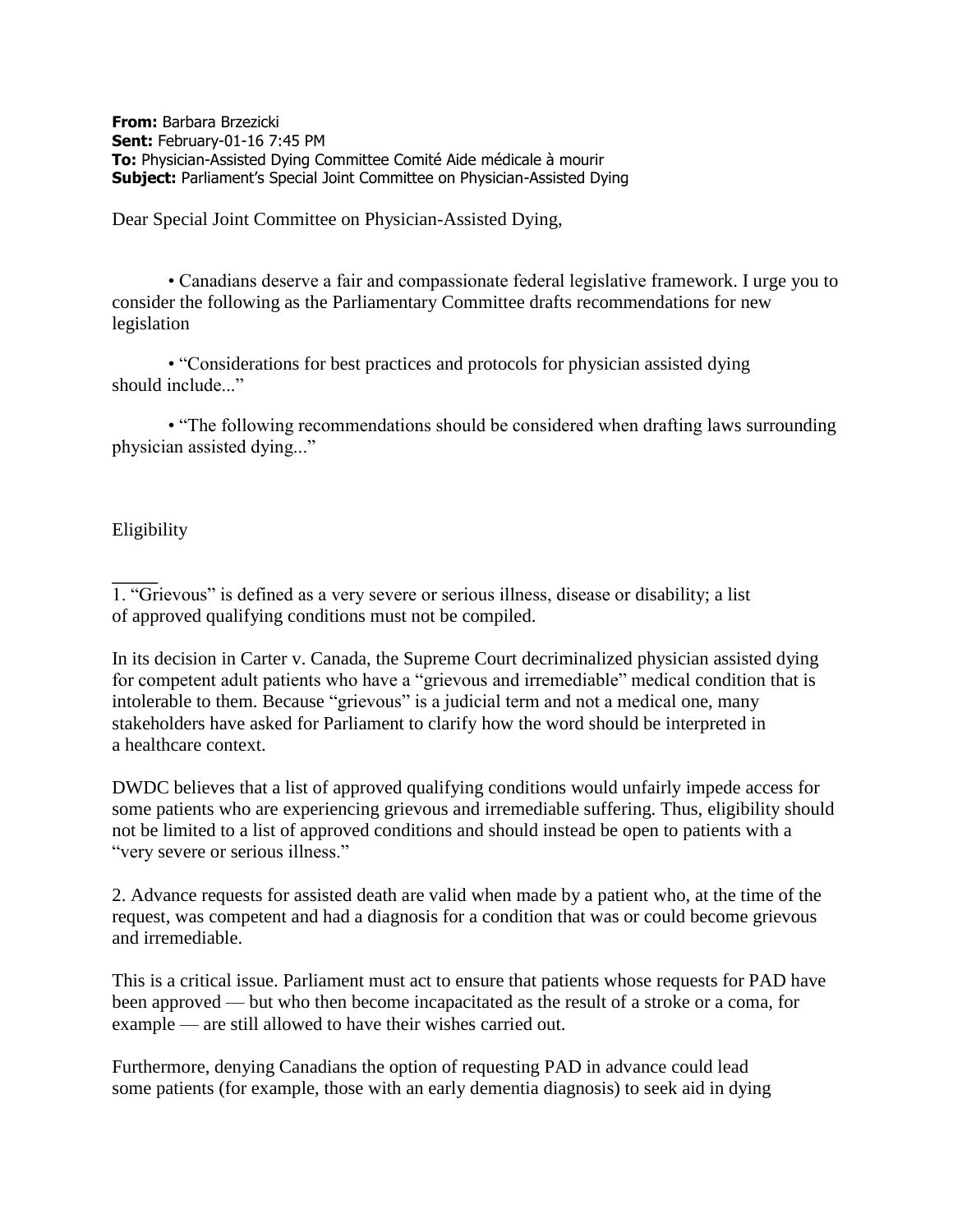**From:** Barbara Brzezicki
**Sent:** February-01-16 7:45 PM
**To:** Physician-Assisted Dying Committee Comité Aide médicale à mourir
**Subject:** Parliament's Special Joint Committee on Physician-Assisted Dying

Dear Special Joint Committee on Physician-Assisted Dying,

- Canadians deserve a fair and compassionate federal legislative framework. I urge you to consider the following as the Parliamentary Committee drafts recommendations for new legislation

- "Considerations for best practices and protocols for physician assisted dying should include..."

- "The following recommendations should be considered when drafting laws surrounding physician assisted dying..."

Eligibility

\_\_\_\_\_

1. "Grievous" is defined as a very severe or serious illness, disease or disability; a list of approved qualifying conditions must not be compiled.

In its decision in Carter v. Canada, the Supreme Court decriminalized physician assisted dying for competent adult patients who have a "grievous and irremediable" medical condition that is intolerable to them. Because "grievous" is a judicial term and not a medical one, many stakeholders have asked for Parliament to clarify how the word should be interpreted in a healthcare context.

DWDC believes that a list of approved qualifying conditions would unfairly impede access for some patients who are experiencing grievous and irremediable suffering. Thus, eligibility should not be limited to a list of approved conditions and should instead be open to patients with a "very severe or serious illness."

2. Advance requests for assisted death are valid when made by a patient who, at the time of the request, was competent and had a diagnosis for a condition that was or could become grievous and irremediable.

This is a critical issue. Parliament must act to ensure that patients whose requests for PAD have been approved — but who then become incapacitated as the result of a stroke or a coma, for example — are still allowed to have their wishes carried out.

Furthermore, denying Canadians the option of requesting PAD in advance could lead some patients (for example, those with an early dementia diagnosis) to seek aid in dying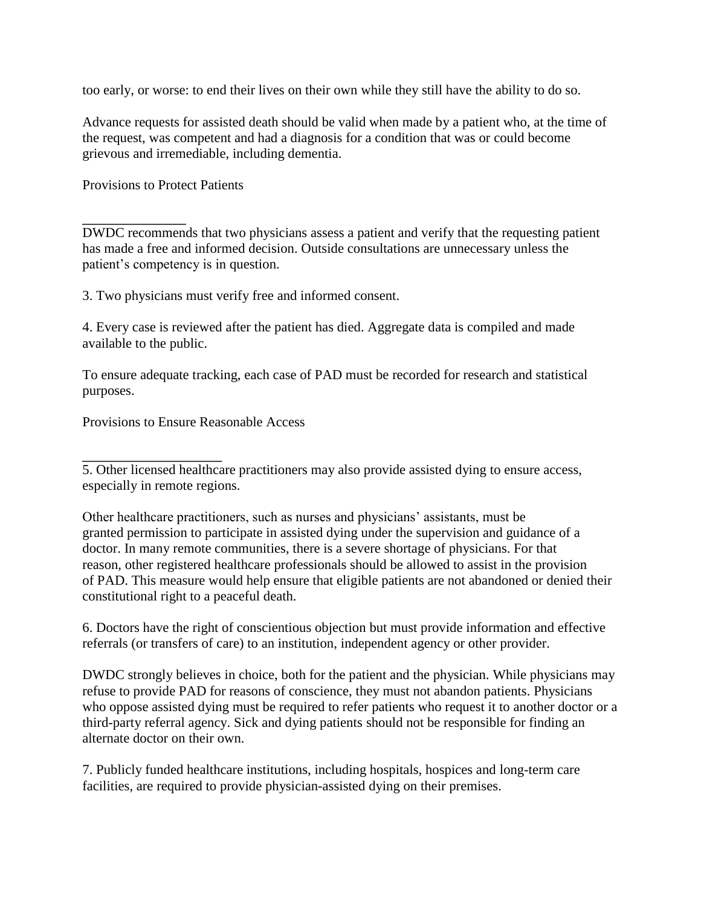too early, or worse: to end their lives on their own while they still have the ability to do so.

Advance requests for assisted death should be valid when made by a patient who, at the time of the request, was competent and had a diagnosis for a condition that was or could become grievous and irremediable, including dementia.

## Provisions to Protect Patients

---

DWDC recommends that two physicians assess a patient and verify that the requesting patient has made a free and informed decision. Outside consultations are unnecessary unless the patient's competency is in question.

3. Two physicians must verify free and informed consent.

4. Every case is reviewed after the patient has died. Aggregate data is compiled and made available to the public.

To ensure adequate tracking, each case of PAD must be recorded for research and statistical purposes.

## Provisions to Ensure Reasonable Access

---

5. Other licensed healthcare practitioners may also provide assisted dying to ensure access, especially in remote regions.

Other healthcare practitioners, such as nurses and physicians' assistants, must be granted permission to participate in assisted dying under the supervision and guidance of a doctor. In many remote communities, there is a severe shortage of physicians. For that reason, other registered healthcare professionals should be allowed to assist in the provision of PAD. This measure would help ensure that eligible patients are not abandoned or denied their constitutional right to a peaceful death.

6. Doctors have the right of conscientious objection but must provide information and effective referrals (or transfers of care) to an institution, independent agency or other provider.

DWDC strongly believes in choice, both for the patient and the physician. While physicians may refuse to provide PAD for reasons of conscience, they must not abandon patients. Physicians who oppose assisted dying must be required to refer patients who request it to another doctor or a third-party referral agency. Sick and dying patients should not be responsible for finding an alternate doctor on their own.

7. Publicly funded healthcare institutions, including hospitals, hospices and long-term care facilities, are required to provide physician-assisted dying on their premises.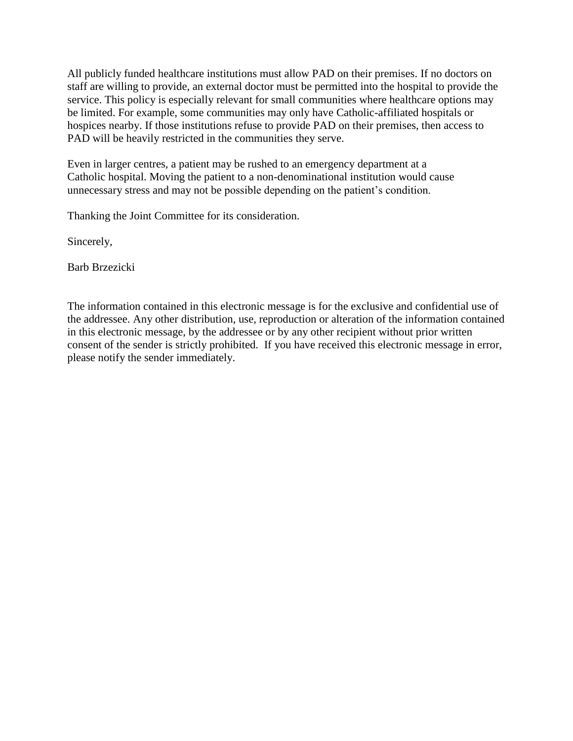All publicly funded healthcare institutions must allow PAD on their premises. If no doctors on staff are willing to provide, an external doctor must be permitted into the hospital to provide the service. This policy is especially relevant for small communities where healthcare options may be limited. For example, some communities may only have Catholic-affiliated hospitals or hospices nearby. If those institutions refuse to provide PAD on their premises, then access to PAD will be heavily restricted in the communities they serve.

Even in larger centres, a patient may be rushed to an emergency department at a Catholic hospital. Moving the patient to a non-denominational institution would cause unnecessary stress and may not be possible depending on the patient's condition.

Thanking the Joint Committee for its consideration.

Sincerely,

Barb Brzezicki

The information contained in this electronic message is for the exclusive and confidential use of the addressee. Any other distribution, use, reproduction or alteration of the information contained in this electronic message, by the addressee or by any other recipient without prior written consent of the sender is strictly prohibited. If you have received this electronic message in error, please notify the sender immediately.